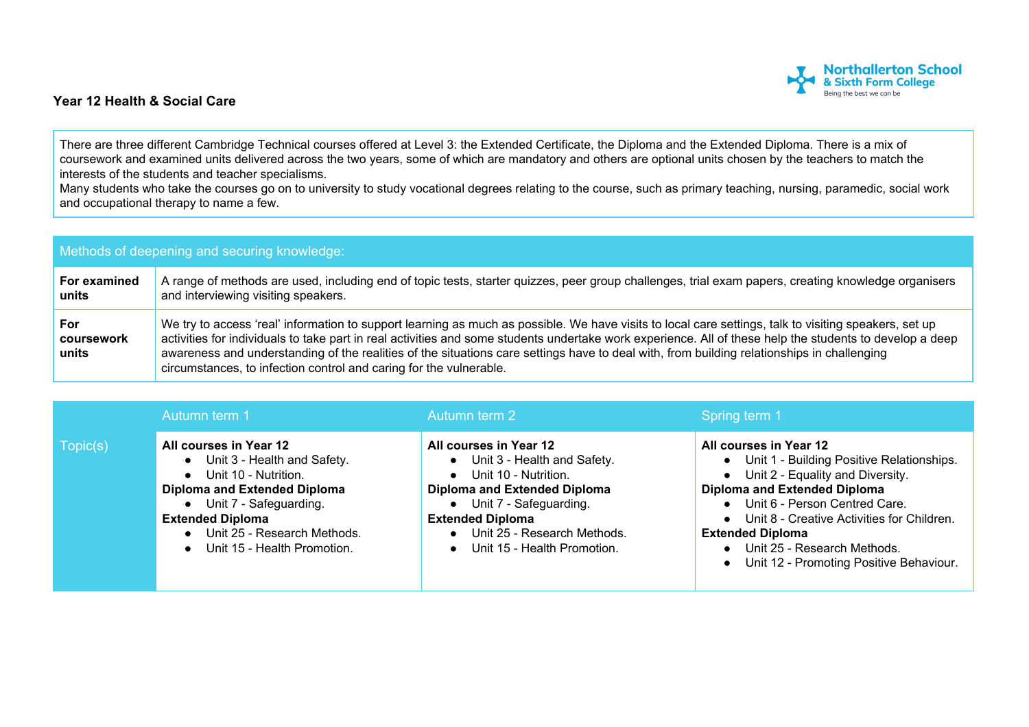## Year 12 Health & Social Care

There are three different Cambridge Technical courses offered at Level 3: the Extended Certificate, the Diploma and the Extended Diploma. There is a mix of coursework and examined units delivered across the two years, some of which are mandatory and others are optional units chosen by the teachers to match the interests of the students and teacher specialisms.
Many students who take the courses go on to university to study vocational degrees relating to the course, such as primary teaching, nursing, paramedic, social work and occupational therapy to name a few.

| Methods of deepening and securing knowledge: | |
|---|---|
| **For examined units** | A range of methods are used, including end of topic tests, starter quizzes, peer group challenges, trial exam papers, creating knowledge organisers and interviewing visiting speakers. |
| **For coursework units** | We try to access 'real' information to support learning as much as possible. We have visits to local care settings, talk to visiting speakers, set up activities for individuals to take part in real activities and some students undertake work experience. All of these help the students to develop a deep awareness and understanding of the realities of the situations care settings have to deal with, from building relationships in challenging circumstances, to infection control and caring for the vulnerable. |

| | Autumn term 1 | Autumn term 2 | Spring term 1 |
|---|---|---|---|
| Topic(s) | **All courses in Year 12**<br>• Unit 3 - Health and Safety.<br>• Unit 10 - Nutrition.<br>**Diploma and Extended Diploma**<br>• Unit 7 - Safeguarding.<br>**Extended Diploma**<br>• Unit 25 - Research Methods.<br>• Unit 15 - Health Promotion. | **All courses in Year 12**<br>• Unit 3 - Health and Safety.<br>• Unit 10 - Nutrition.<br>**Diploma and Extended Diploma**<br>• Unit 7 - Safeguarding.<br>**Extended Diploma**<br>• Unit 25 - Research Methods.<br>• Unit 15 - Health Promotion. | **All courses in Year 12**<br>• Unit 1 - Building Positive Relationships.<br>• Unit 2 - Equality and Diversity.<br>**Diploma and Extended Diploma**<br>• Unit 6 - Person Centred Care.<br>• Unit 8 - Creative Activities for Children.<br>**Extended Diploma**<br>• Unit 25 - Research Methods.<br>• Unit 12 - Promoting Positive Behaviour. |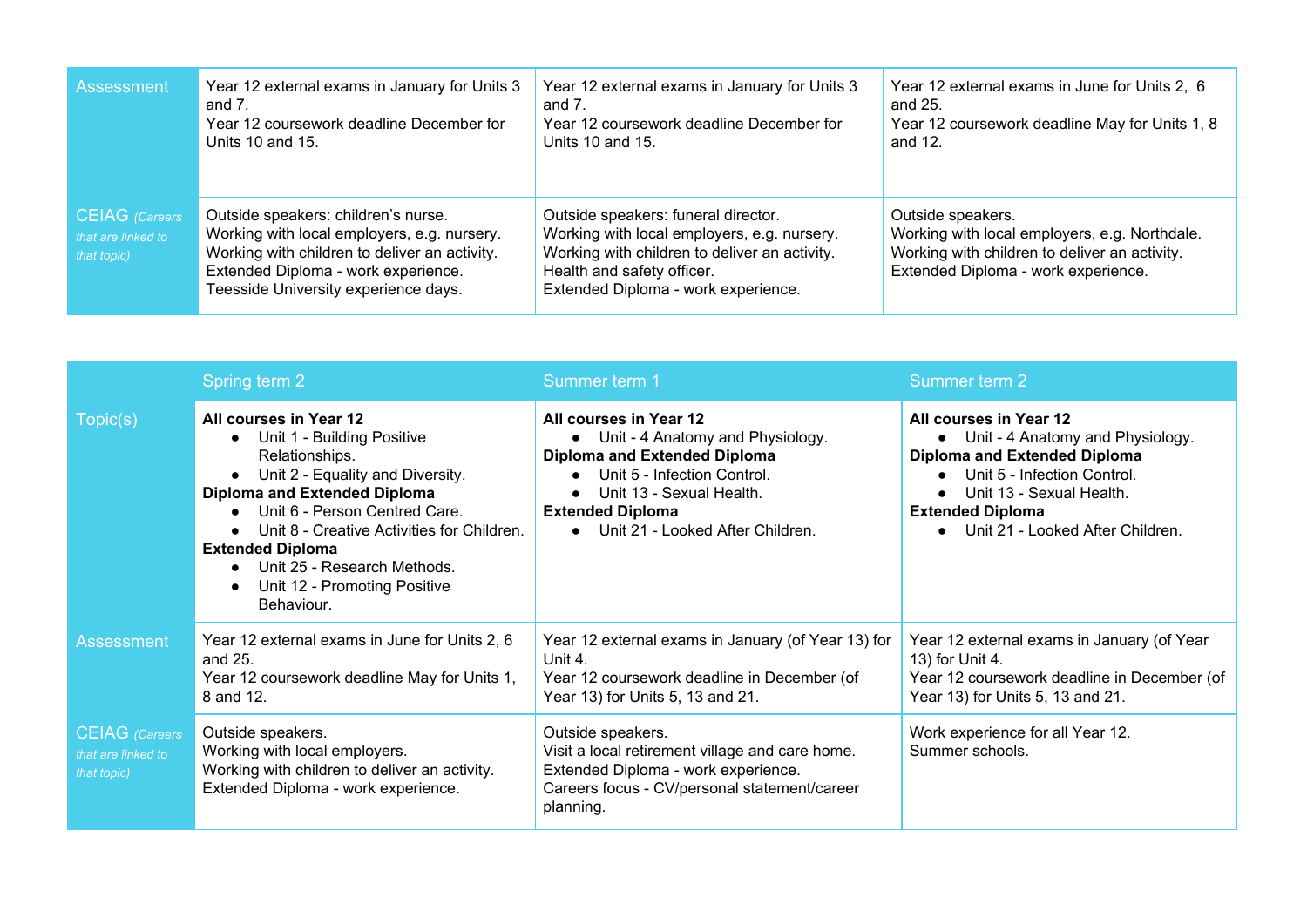| | | | |
|---|---|---|---|
| Assessment | Year 12 external exams in January for Units 3 and 7.<br>Year 12 coursework deadline December for Units 10 and 15. | Year 12 external exams in January for Units 3 and 7.<br>Year 12 coursework deadline December for Units 10 and 15. | Year 12 external exams in June for Units 2, 6 and 25.<br>Year 12 coursework deadline May for Units 1, 8 and 12. |
| CEIAG *(Careers that are linked to that topic)* | Outside speakers: children's nurse.<br>Working with local employers, e.g. nursery.<br>Working with children to deliver an activity.<br>Extended Diploma - work experience.<br>Teesside University experience days. | Outside speakers: funeral director.<br>Working with local employers, e.g. nursery.<br>Working with children to deliver an activity.<br>Health and safety officer.<br>Extended Diploma - work experience. | Outside speakers.<br>Working with local employers, e.g. Northdale.<br>Working with children to deliver an activity.<br>Extended Diploma - work experience. |

| | Spring term 2 | Summer term 1 | Summer term 2 |
|---|---|---|---|
| Topic(s) | **All courses in Year 12**<br>• Unit 1 - Building Positive Relationships.<br>• Unit 2 - Equality and Diversity.<br>**Diploma and Extended Diploma**<br>• Unit 6 - Person Centred Care.<br>• Unit 8 - Creative Activities for Children.<br>**Extended Diploma**<br>• Unit 25 - Research Methods.<br>• Unit 12 - Promoting Positive Behaviour. | **All courses in Year 12**<br>• Unit - 4 Anatomy and Physiology.<br>**Diploma and Extended Diploma**<br>• Unit 5 - Infection Control.<br>• Unit 13 - Sexual Health.<br>**Extended Diploma**<br>• Unit 21 - Looked After Children. | **All courses in Year 12**<br>• Unit - 4 Anatomy and Physiology.<br>**Diploma and Extended Diploma**<br>• Unit 5 - Infection Control.<br>• Unit 13 - Sexual Health.<br>**Extended Diploma**<br>• Unit 21 - Looked After Children. |
| Assessment | Year 12 external exams in June for Units 2, 6 and 25.<br>Year 12 coursework deadline May for Units 1, 8 and 12. | Year 12 external exams in January (of Year 13) for Unit 4.<br>Year 12 coursework deadline in December (of Year 13) for Units 5, 13 and 21. | Year 12 external exams in January (of Year 13) for Unit 4.<br>Year 12 coursework deadline in December (of Year 13) for Units 5, 13 and 21. |
| CEIAG *(Careers that are linked to that topic)* | Outside speakers.<br>Working with local employers.<br>Working with children to deliver an activity.<br>Extended Diploma - work experience. | Outside speakers.<br>Visit a local retirement village and care home.<br>Extended Diploma - work experience.<br>Careers focus - CV/personal statement/career planning. | Work experience for all Year 12.<br>Summer schools. |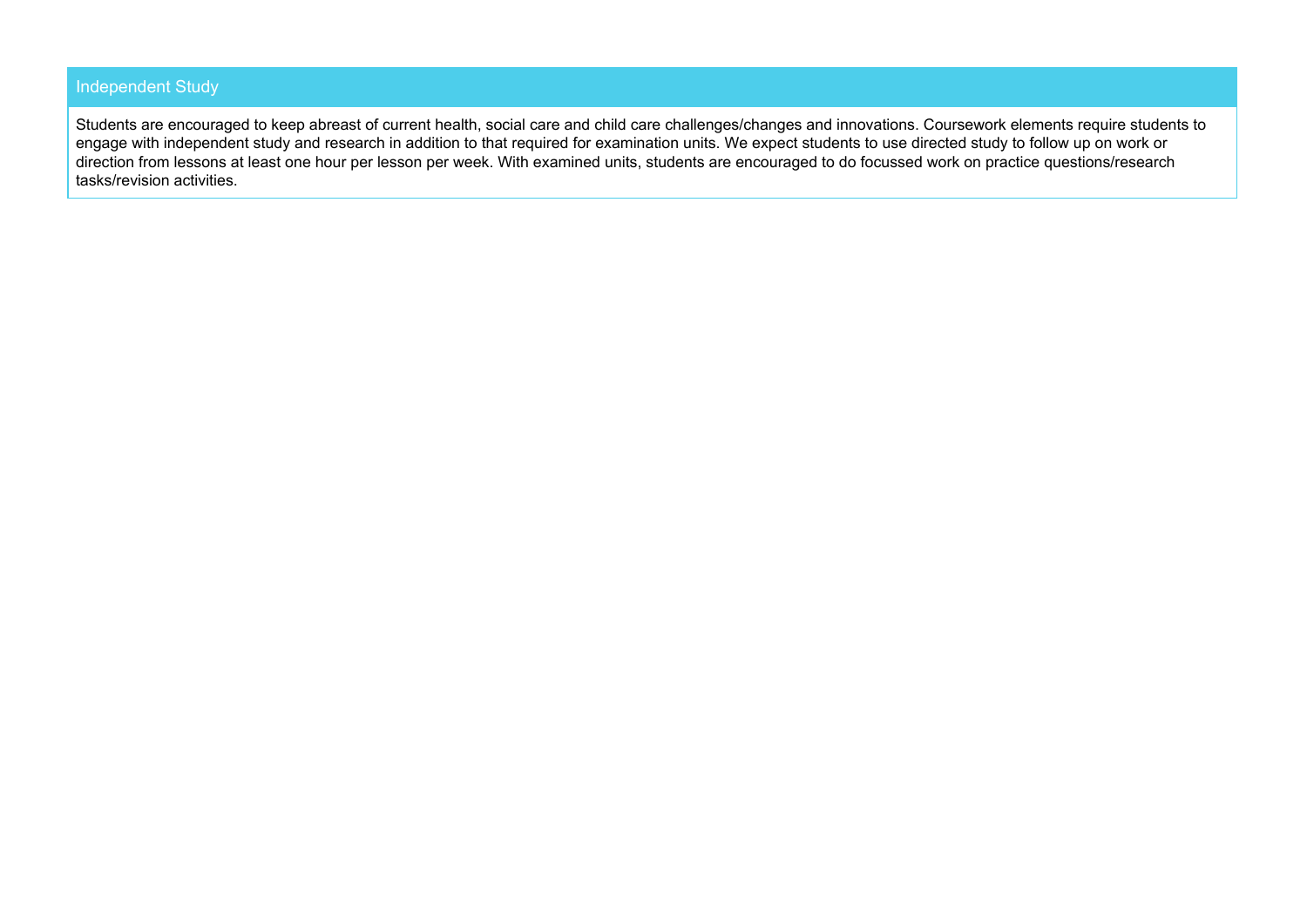## Independent Study

Students are encouraged to keep abreast of current health, social care and child care challenges/changes and innovations. Coursework elements require students to engage with independent study and research in addition to that required for examination units. We expect students to use directed study to follow up on work or direction from lessons at least one hour per lesson per week. With examined units, students are encouraged to do focussed work on practice questions/research tasks/revision activities.